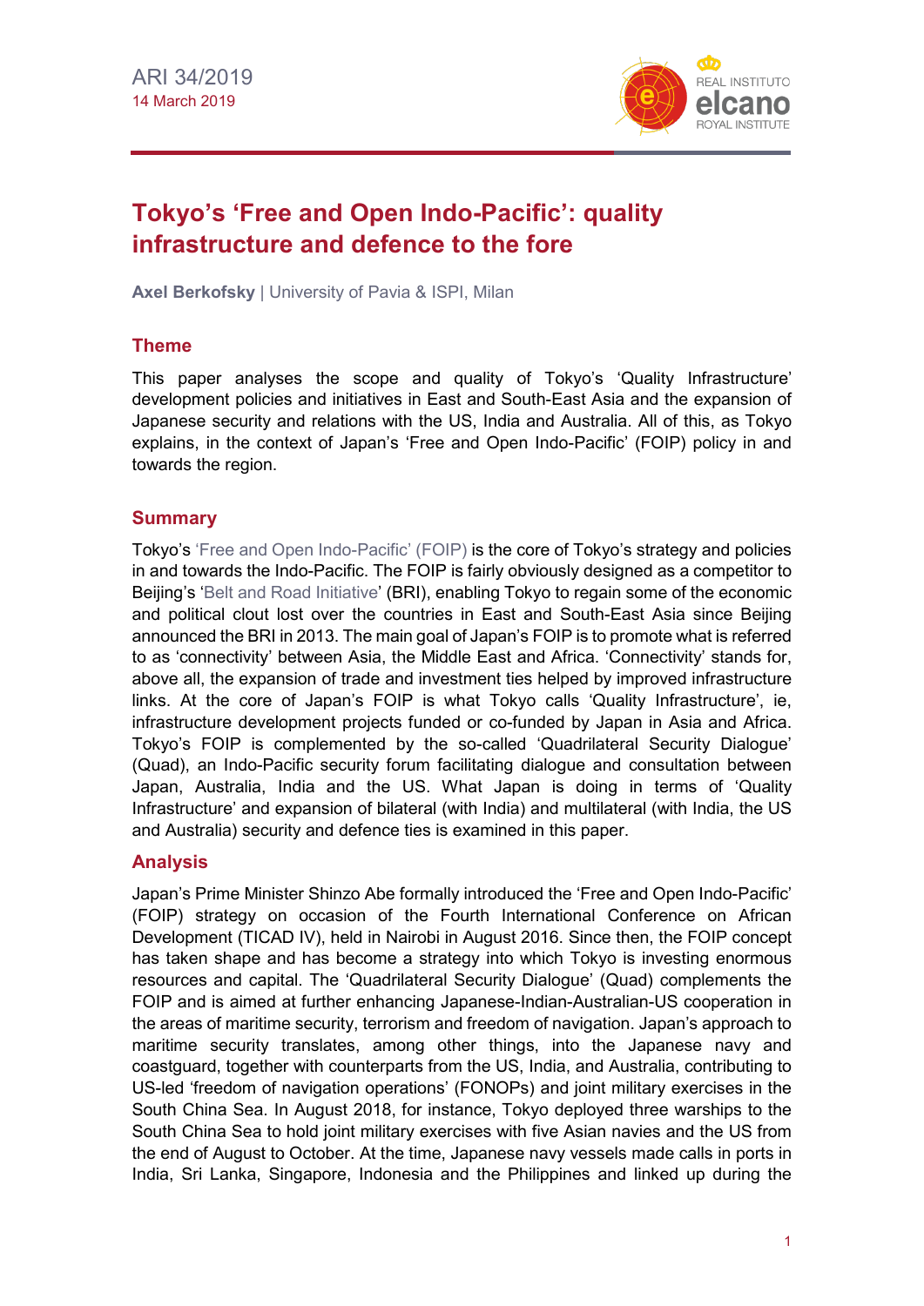ARI 34/2019
14 March 2019

# Tokyo's 'Free and Open Indo-Pacific': quality infrastructure and defence to the fore

**Axel Berkofsky** | University of Pavia & ISPI, Milan

## Theme

This paper analyses the scope and quality of Tokyo's 'Quality Infrastructure' development policies and initiatives in East and South-East Asia and the expansion of Japanese security and relations with the US, India and Australia. All of this, as Tokyo explains, in the context of Japan's 'Free and Open Indo-Pacific' (FOIP) policy in and towards the region.

## Summary

Tokyo's 'Free and Open Indo-Pacific' (FOIP) is the core of Tokyo's strategy and policies in and towards the Indo-Pacific. The FOIP is fairly obviously designed as a competitor to Beijing's 'Belt and Road Initiative' (BRI), enabling Tokyo to regain some of the economic and political clout lost over the countries in East and South-East Asia since Beijing announced the BRI in 2013. The main goal of Japan's FOIP is to promote what is referred to as 'connectivity' between Asia, the Middle East and Africa. 'Connectivity' stands for, above all, the expansion of trade and investment ties helped by improved infrastructure links. At the core of Japan's FOIP is what Tokyo calls 'Quality Infrastructure', ie, infrastructure development projects funded or co-funded by Japan in Asia and Africa. Tokyo's FOIP is complemented by the so-called 'Quadrilateral Security Dialogue' (Quad), an Indo-Pacific security forum facilitating dialogue and consultation between Japan, Australia, India and the US. What Japan is doing in terms of 'Quality Infrastructure' and expansion of bilateral (with India) and multilateral (with India, the US and Australia) security and defence ties is examined in this paper.

## Analysis

Japan's Prime Minister Shinzo Abe formally introduced the 'Free and Open Indo-Pacific' (FOIP) strategy on occasion of the Fourth International Conference on African Development (TICAD IV), held in Nairobi in August 2016. Since then, the FOIP concept has taken shape and has become a strategy into which Tokyo is investing enormous resources and capital. The 'Quadrilateral Security Dialogue' (Quad) complements the FOIP and is aimed at further enhancing Japanese-Indian-Australian-US cooperation in the areas of maritime security, terrorism and freedom of navigation. Japan's approach to maritime security translates, among other things, into the Japanese navy and coastguard, together with counterparts from the US, India, and Australia, contributing to US-led 'freedom of navigation operations' (FONOPs) and joint military exercises in the South China Sea. In August 2018, for instance, Tokyo deployed three warships to the South China Sea to hold joint military exercises with five Asian navies and the US from the end of August to October. At the time, Japanese navy vessels made calls in ports in India, Sri Lanka, Singapore, Indonesia and the Philippines and linked up during the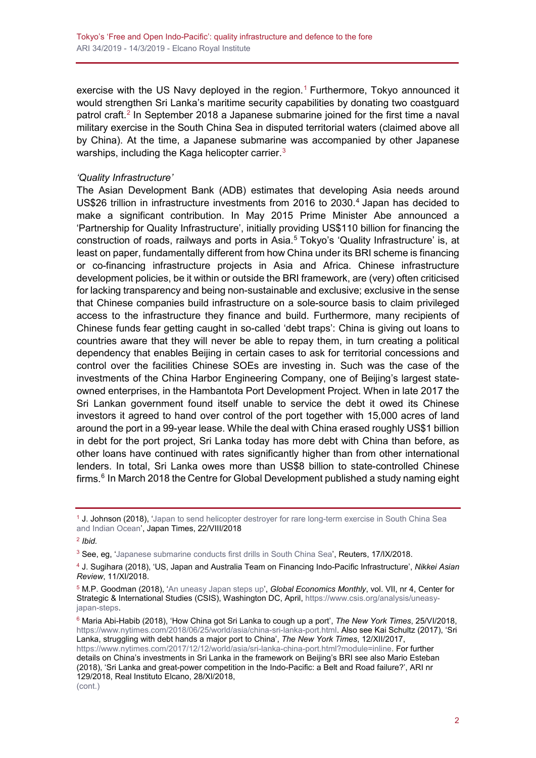exercise with the US Navy deployed in the region.[1] Furthermore, Tokyo announced it would strengthen Sri Lanka's maritime security capabilities by donating two coastguard patrol craft.[2] In September 2018 a Japanese submarine joined for the first time a naval military exercise in the South China Sea in disputed territorial waters (claimed above all by China). At the time, a Japanese submarine was accompanied by other Japanese warships, including the Kaga helicopter carrier.[3]

*'Quality Infrastructure'*

The Asian Development Bank (ADB) estimates that developing Asia needs around US$26 trillion in infrastructure investments from 2016 to 2030.[4] Japan has decided to make a significant contribution. In May 2015 Prime Minister Abe announced a 'Partnership for Quality Infrastructure', initially providing US$110 billion for financing the construction of roads, railways and ports in Asia.[5] Tokyo's 'Quality Infrastructure' is, at least on paper, fundamentally different from how China under its BRI scheme is financing or co-financing infrastructure projects in Asia and Africa. Chinese infrastructure development policies, be it within or outside the BRI framework, are (very) often criticised for lacking transparency and being non-sustainable and exclusive; exclusive in the sense that Chinese companies build infrastructure on a sole-source basis to claim privileged access to the infrastructure they finance and build. Furthermore, many recipients of Chinese funds fear getting caught in so-called 'debt traps': China is giving out loans to countries aware that they will never be able to repay them, in turn creating a political dependency that enables Beijing in certain cases to ask for territorial concessions and control over the facilities Chinese SOEs are investing in. Such was the case of the investments of the China Harbor Engineering Company, one of Beijing's largest state-owned enterprises, in the Hambantota Port Development Project. When in late 2017 the Sri Lankan government found itself unable to service the debt it owed its Chinese investors it agreed to hand over control of the port together with 15,000 acres of land around the port in a 99-year lease. While the deal with China erased roughly US$1 billion in debt for the port project, Sri Lanka today has more debt with China than before, as other loans have continued with rates significantly higher than from other international lenders. In total, Sri Lanka owes more than US$8 billion to state-controlled Chinese firms.[6] In March 2018 the Centre for Global Development published a study naming eight

---

[1] J. Johnson (2018), 'Japan to send helicopter destroyer for rare long-term exercise in South China Sea and Indian Ocean', Japan Times, 22/VIII/2018

[2] *Ibid.*

[3] See, eg, 'Japanese submarine conducts first drills in South China Sea', Reuters, 17/IX/2018.

[4] J. Sugihara (2018), 'US, Japan and Australia Team on Financing Indo-Pacific Infrastructure', *Nikkei Asian Review*, 11/XI/2018.

[5] M.P. Goodman (2018), 'An uneasy Japan steps up', *Global Economics Monthly*, vol. VII, nr 4, Center for Strategic & International Studies (CSIS), Washington DC, April, https://www.csis.org/analysis/uneasy-japan-steps.

[6] Maria Abi-Habib (2018), 'How China got Sri Lanka to cough up a port', *The New York Times*, 25/VI/2018, https://www.nytimes.com/2018/06/25/world/asia/china-sri-lanka-port.html. Also see Kai Schultz (2017), 'Sri Lanka, struggling with debt hands a major port to China', *The New York Times*, 12/XII/2017, https://www.nytimes.com/2017/12/12/world/asia/sri-lanka-china-port.html?module=inline. For further details on China's investments in Sri Lanka in the framework on Beijing's BRI see also Mario Esteban (2018), 'Sri Lanka and great-power competition in the Indo-Pacific: a Belt and Road failure?', ARI nr 129/2018, Real Instituto Elcano, 28/XI/2018,
(cont.)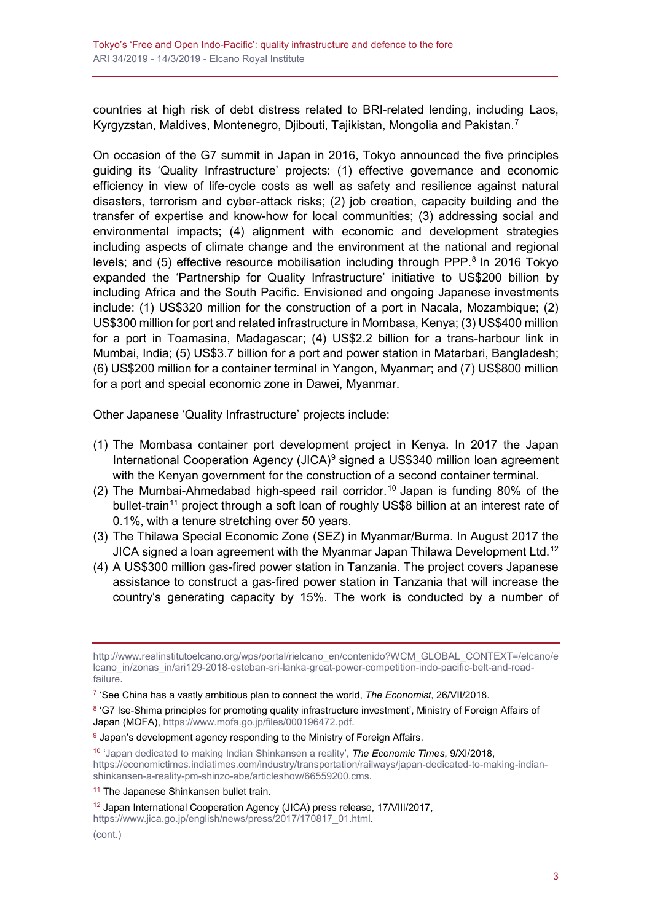countries at high risk of debt distress related to BRI-related lending, including Laos, Kyrgyzstan, Maldives, Montenegro, Djibouti, Tajikistan, Mongolia and Pakistan.[7]

On occasion of the G7 summit in Japan in 2016, Tokyo announced the five principles guiding its 'Quality Infrastructure' projects: (1) effective governance and economic efficiency in view of life-cycle costs as well as safety and resilience against natural disasters, terrorism and cyber-attack risks; (2) job creation, capacity building and the transfer of expertise and know-how for local communities; (3) addressing social and environmental impacts; (4) alignment with economic and development strategies including aspects of climate change and the environment at the national and regional levels; and (5) effective resource mobilisation including through PPP.[8] In 2016 Tokyo expanded the 'Partnership for Quality Infrastructure' initiative to US$200 billion by including Africa and the South Pacific. Envisioned and ongoing Japanese investments include: (1) US$320 million for the construction of a port in Nacala, Mozambique; (2) US$300 million for port and related infrastructure in Mombasa, Kenya; (3) US$400 million for a port in Toamasina, Madagascar; (4) US$2.2 billion for a trans-harbour link in Mumbai, India; (5) US$3.7 billion for a port and power station in Matarbari, Bangladesh; (6) US$200 million for a container terminal in Yangon, Myanmar; and (7) US$800 million for a port and special economic zone in Dawei, Myanmar.

Other Japanese 'Quality Infrastructure' projects include:

1. The Mombasa container port development project in Kenya. In 2017 the Japan International Cooperation Agency (JICA)[9] signed a US$340 million loan agreement with the Kenyan government for the construction of a second container terminal.
2. The Mumbai-Ahmedabad high-speed rail corridor.[10] Japan is funding 80% of the bullet-train[11] project through a soft loan of roughly US$8 billion at an interest rate of 0.1%, with a tenure stretching over 50 years.
3. The Thilawa Special Economic Zone (SEZ) in Myanmar/Burma. In August 2017 the JICA signed a loan agreement with the Myanmar Japan Thilawa Development Ltd.[12]
4. A US$300 million gas-fired power station in Tanzania. The project covers Japanese assistance to construct a gas-fired power station in Tanzania that will increase the country's generating capacity by 15%. The work is conducted by a number of

---

http://www.realinstitutoelcano.org/wps/portal/rielcano_en/contenido?WCM_GLOBAL_CONTEXT=/elcano/elcano_in/zonas_in/ari129-2018-esteban-sri-lanka-great-power-competition-indo-pacific-belt-and-road-failure.

[7] 'See China has a vastly ambitious plan to connect the world, *The Economist*, 26/VII/2018.

[8] 'G7 Ise-Shima principles for promoting quality infrastructure investment', Ministry of Foreign Affairs of Japan (MOFA), https://www.mofa.go.jp/files/000196472.pdf.

[9] Japan's development agency responding to the Ministry of Foreign Affairs.

[10] 'Japan dedicated to making Indian Shinkansen a reality', *The Economic Times*, 9/XI/2018, https://economictimes.indiatimes.com/industry/transportation/railways/japan-dedicated-to-making-indian-shinkansen-a-reality-pm-shinzo-abe/articleshow/66559200.cms.

[11] The Japanese Shinkansen bullet train.

[12] Japan International Cooperation Agency (JICA) press release, 17/VIII/2017, https://www.jica.go.jp/english/news/press/2017/170817_01.html.

(cont.)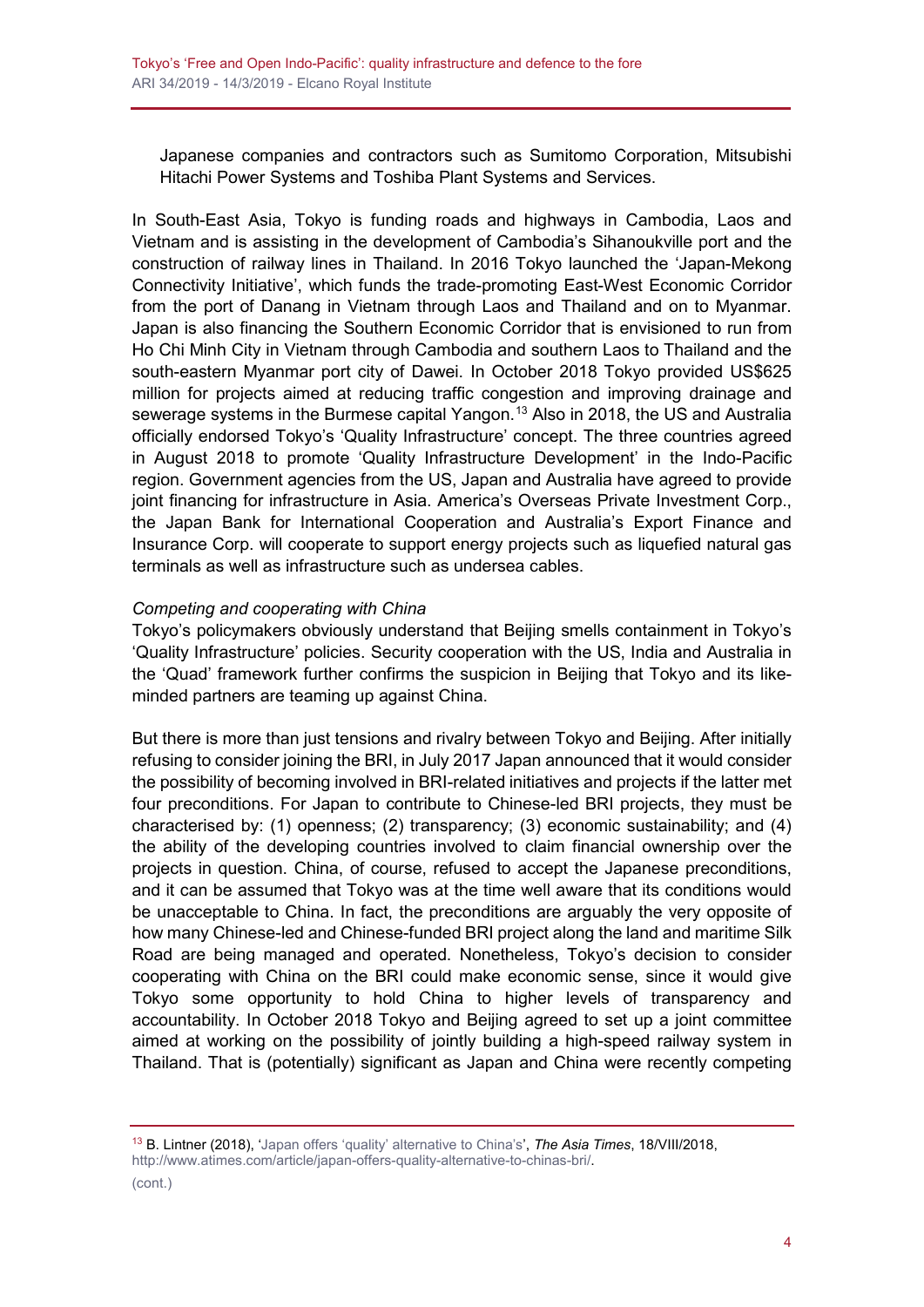Japanese companies and contractors such as Sumitomo Corporation, Mitsubishi Hitachi Power Systems and Toshiba Plant Systems and Services.

In South-East Asia, Tokyo is funding roads and highways in Cambodia, Laos and Vietnam and is assisting in the development of Cambodia's Sihanoukville port and the construction of railway lines in Thailand. In 2016 Tokyo launched the 'Japan-Mekong Connectivity Initiative', which funds the trade-promoting East-West Economic Corridor from the port of Danang in Vietnam through Laos and Thailand and on to Myanmar. Japan is also financing the Southern Economic Corridor that is envisioned to run from Ho Chi Minh City in Vietnam through Cambodia and southern Laos to Thailand and the south-eastern Myanmar port city of Dawei. In October 2018 Tokyo provided US$625 million for projects aimed at reducing traffic congestion and improving drainage and sewerage systems in the Burmese capital Yangon.[13] Also in 2018, the US and Australia officially endorsed Tokyo's 'Quality Infrastructure' concept. The three countries agreed in August 2018 to promote 'Quality Infrastructure Development' in the Indo-Pacific region. Government agencies from the US, Japan and Australia have agreed to provide joint financing for infrastructure in Asia. America's Overseas Private Investment Corp., the Japan Bank for International Cooperation and Australia's Export Finance and Insurance Corp. will cooperate to support energy projects such as liquefied natural gas terminals as well as infrastructure such as undersea cables.

*Competing and cooperating with China*

Tokyo's policymakers obviously understand that Beijing smells containment in Tokyo's 'Quality Infrastructure' policies. Security cooperation with the US, India and Australia in the 'Quad' framework further confirms the suspicion in Beijing that Tokyo and its like-minded partners are teaming up against China.

But there is more than just tensions and rivalry between Tokyo and Beijing. After initially refusing to consider joining the BRI, in July 2017 Japan announced that it would consider the possibility of becoming involved in BRI-related initiatives and projects if the latter met four preconditions. For Japan to contribute to Chinese-led BRI projects, they must be characterised by: (1) openness; (2) transparency; (3) economic sustainability; and (4) the ability of the developing countries involved to claim financial ownership over the projects in question. China, of course, refused to accept the Japanese preconditions, and it can be assumed that Tokyo was at the time well aware that its conditions would be unacceptable to China. In fact, the preconditions are arguably the very opposite of how many Chinese-led and Chinese-funded BRI project along the land and maritime Silk Road are being managed and operated. Nonetheless, Tokyo's decision to consider cooperating with China on the BRI could make economic sense, since it would give Tokyo some opportunity to hold China to higher levels of transparency and accountability. In October 2018 Tokyo and Beijing agreed to set up a joint committee aimed at working on the possibility of jointly building a high-speed railway system in Thailand. That is (potentially) significant as Japan and China were recently competing

[13] B. Lintner (2018), 'Japan offers 'quality' alternative to China's', *The Asia Times*, 18/VIII/2018, http://www.atimes.com/article/japan-offers-quality-alternative-to-chinas-bri/.

(cont.)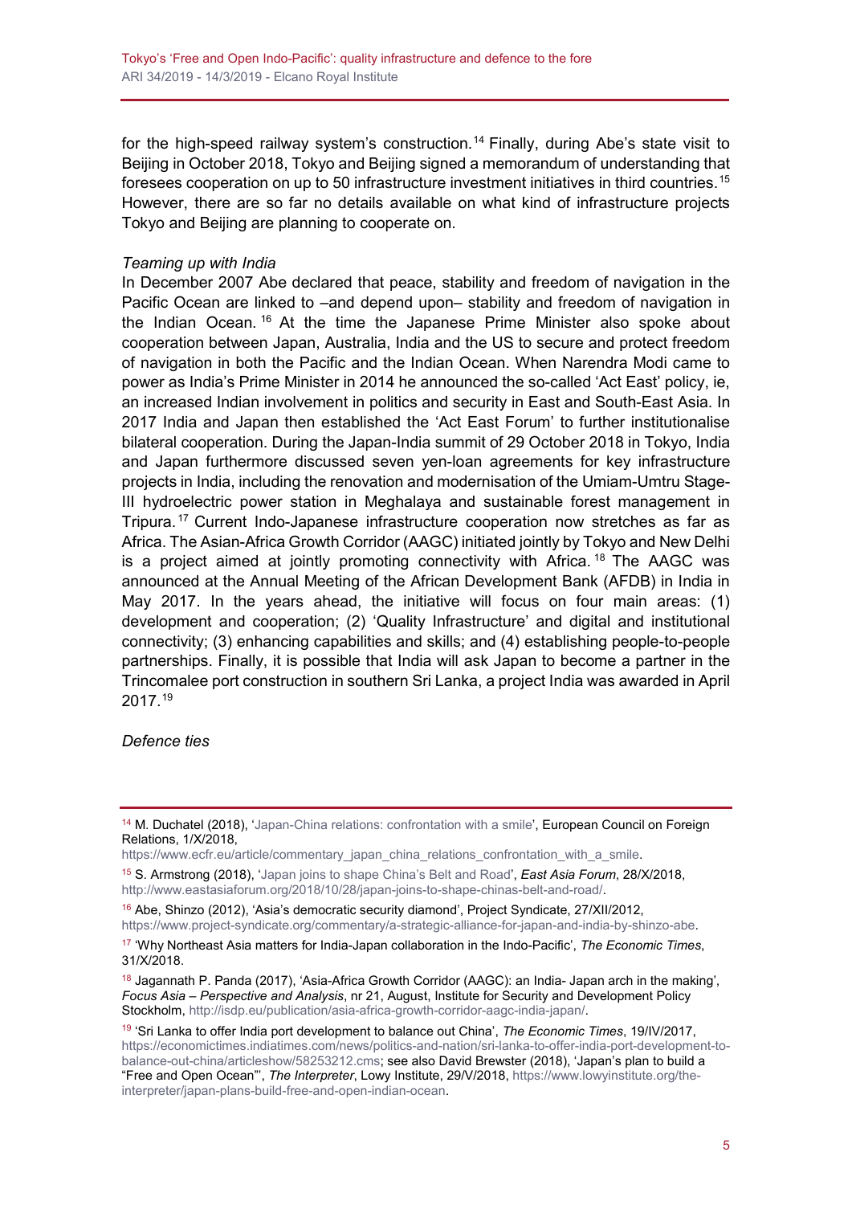for the high-speed railway system's construction.[14] Finally, during Abe's state visit to Beijing in October 2018, Tokyo and Beijing signed a memorandum of understanding that foresees cooperation on up to 50 infrastructure investment initiatives in third countries.[15] However, there are so far no details available on what kind of infrastructure projects Tokyo and Beijing are planning to cooperate on.

*Teaming up with India*

In December 2007 Abe declared that peace, stability and freedom of navigation in the Pacific Ocean are linked to –and depend upon– stability and freedom of navigation in the Indian Ocean.[16] At the time the Japanese Prime Minister also spoke about cooperation between Japan, Australia, India and the US to secure and protect freedom of navigation in both the Pacific and the Indian Ocean. When Narendra Modi came to power as India's Prime Minister in 2014 he announced the so-called 'Act East' policy, ie, an increased Indian involvement in politics and security in East and South-East Asia. In 2017 India and Japan then established the 'Act East Forum' to further institutionalise bilateral cooperation. During the Japan-India summit of 29 October 2018 in Tokyo, India and Japan furthermore discussed seven yen-loan agreements for key infrastructure projects in India, including the renovation and modernisation of the Umiam-Umtru Stage-III hydroelectric power station in Meghalaya and sustainable forest management in Tripura.[17] Current Indo-Japanese infrastructure cooperation now stretches as far as Africa. The Asian-Africa Growth Corridor (AAGC) initiated jointly by Tokyo and New Delhi is a project aimed at jointly promoting connectivity with Africa.[18] The AAGC was announced at the Annual Meeting of the African Development Bank (AFDB) in India in May 2017. In the years ahead, the initiative will focus on four main areas: (1) development and cooperation; (2) 'Quality Infrastructure' and digital and institutional connectivity; (3) enhancing capabilities and skills; and (4) establishing people-to-people partnerships. Finally, it is possible that India will ask Japan to become a partner in the Trincomalee port construction in southern Sri Lanka, a project India was awarded in April 2017.[19]

*Defence ties*

---

[14] M. Duchatel (2018), 'Japan-China relations: confrontation with a smile', European Council on Foreign Relations, 1/X/2018, https://www.ecfr.eu/article/commentary_japan_china_relations_confrontation_with_a_smile.

[15] S. Armstrong (2018), 'Japan joins to shape China's Belt and Road', *East Asia Forum*, 28/X/2018, http://www.eastasiaforum.org/2018/10/28/japan-joins-to-shape-chinas-belt-and-road/.

[16] Abe, Shinzo (2012), 'Asia's democratic security diamond', Project Syndicate, 27/XII/2012, https://www.project-syndicate.org/commentary/a-strategic-alliance-for-japan-and-india-by-shinzo-abe.

[17] 'Why Northeast Asia matters for India-Japan collaboration in the Indo-Pacific', *The Economic Times*, 31/X/2018.

[18] Jagannath P. Panda (2017), 'Asia-Africa Growth Corridor (AAGC): an India- Japan arch in the making', *Focus Asia – Perspective and Analysis*, nr 21, August, Institute for Security and Development Policy Stockholm, http://isdp.eu/publication/asia-africa-growth-corridor-aagc-india-japan/.

[19] 'Sri Lanka to offer India port development to balance out China', *The Economic Times*, 19/IV/2017, https://economictimes.indiatimes.com/news/politics-and-nation/sri-lanka-to-offer-india-port-development-to-balance-out-china/articleshow/58253212.cms; see also David Brewster (2018), 'Japan's plan to build a "Free and Open Ocean"', *The Interpreter*, Lowy Institute, 29/V/2018, https://www.lowyinstitute.org/the-interpreter/japan-plans-build-free-and-open-indian-ocean.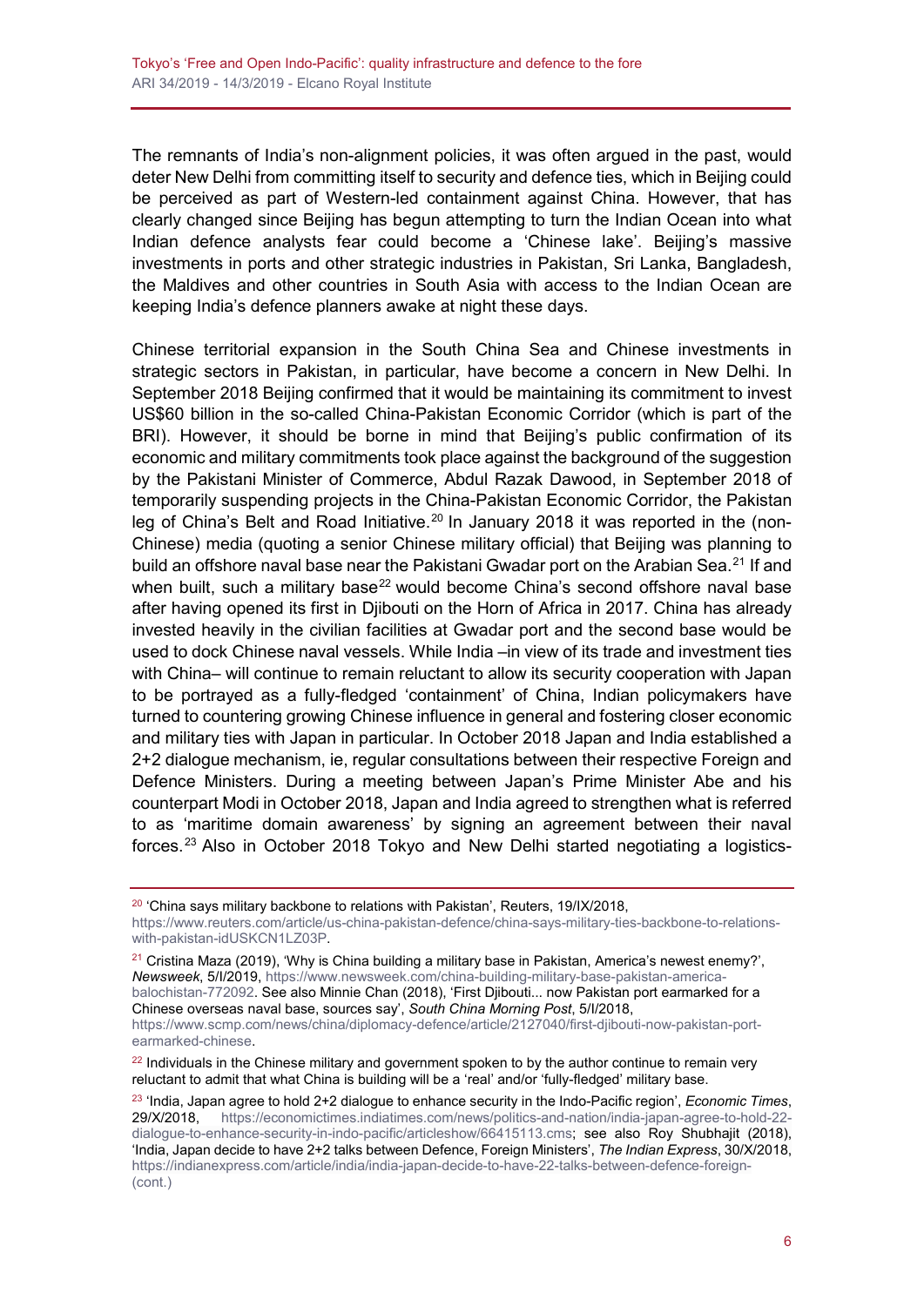The remnants of India's non-alignment policies, it was often argued in the past, would deter New Delhi from committing itself to security and defence ties, which in Beijing could be perceived as part of Western-led containment against China. However, that has clearly changed since Beijing has begun attempting to turn the Indian Ocean into what Indian defence analysts fear could become a 'Chinese lake'. Beijing's massive investments in ports and other strategic industries in Pakistan, Sri Lanka, Bangladesh, the Maldives and other countries in South Asia with access to the Indian Ocean are keeping India's defence planners awake at night these days.

Chinese territorial expansion in the South China Sea and Chinese investments in strategic sectors in Pakistan, in particular, have become a concern in New Delhi. In September 2018 Beijing confirmed that it would be maintaining its commitment to invest US$60 billion in the so-called China-Pakistan Economic Corridor (which is part of the BRI). However, it should be borne in mind that Beijing's public confirmation of its economic and military commitments took place against the background of the suggestion by the Pakistani Minister of Commerce, Abdul Razak Dawood, in September 2018 of temporarily suspending projects in the China-Pakistan Economic Corridor, the Pakistan leg of China's Belt and Road Initiative.[20] In January 2018 it was reported in the (non-Chinese) media (quoting a senior Chinese military official) that Beijing was planning to build an offshore naval base near the Pakistani Gwadar port on the Arabian Sea.[21] If and when built, such a military base[22] would become China's second offshore naval base after having opened its first in Djibouti on the Horn of Africa in 2017. China has already invested heavily in the civilian facilities at Gwadar port and the second base would be used to dock Chinese naval vessels. While India –in view of its trade and investment ties with China– will continue to remain reluctant to allow its security cooperation with Japan to be portrayed as a fully-fledged 'containment' of China, Indian policymakers have turned to countering growing Chinese influence in general and fostering closer economic and military ties with Japan in particular. In October 2018 Japan and India established a 2+2 dialogue mechanism, ie, regular consultations between their respective Foreign and Defence Ministers. During a meeting between Japan's Prime Minister Abe and his counterpart Modi in October 2018, Japan and India agreed to strengthen what is referred to as 'maritime domain awareness' by signing an agreement between their naval forces.[23] Also in October 2018 Tokyo and New Delhi started negotiating a logistics-

---

[20] 'China says military backbone to relations with Pakistan', Reuters, 19/IX/2018, https://www.reuters.com/article/us-china-pakistan-defence/china-says-military-ties-backbone-to-relations-with-pakistan-idUSKCN1LZ03P.

[21] Cristina Maza (2019), 'Why is China building a military base in Pakistan, America's newest enemy?', *Newsweek*, 5/I/2019, https://www.newsweek.com/china-building-military-base-pakistan-america-balochistan-772092. See also Minnie Chan (2018), 'First Djibouti... now Pakistan port earmarked for a Chinese overseas naval base, sources say', *South China Morning Post*, 5/I/2018, https://www.scmp.com/news/china/diplomacy-defence/article/2127040/first-djibouti-now-pakistan-port-earmarked-chinese.

[22] Individuals in the Chinese military and government spoken to by the author continue to remain very reluctant to admit that what China is building will be a 'real' and/or 'fully-fledged' military base.

[23] 'India, Japan agree to hold 2+2 dialogue to enhance security in the Indo-Pacific region', *Economic Times*, 29/X/2018, https://economictimes.indiatimes.com/news/politics-and-nation/india-japan-agree-to-hold-22-dialogue-to-enhance-security-in-indo-pacific/articleshow/66415113.cms; see also Roy Shubhajit (2018), 'India, Japan decide to have 2+2 talks between Defence, Foreign Ministers', *The Indian Express*, 30/X/2018, https://indianexpress.com/article/india/india-japan-decide-to-have-22-talks-between-defence-foreign- (cont.)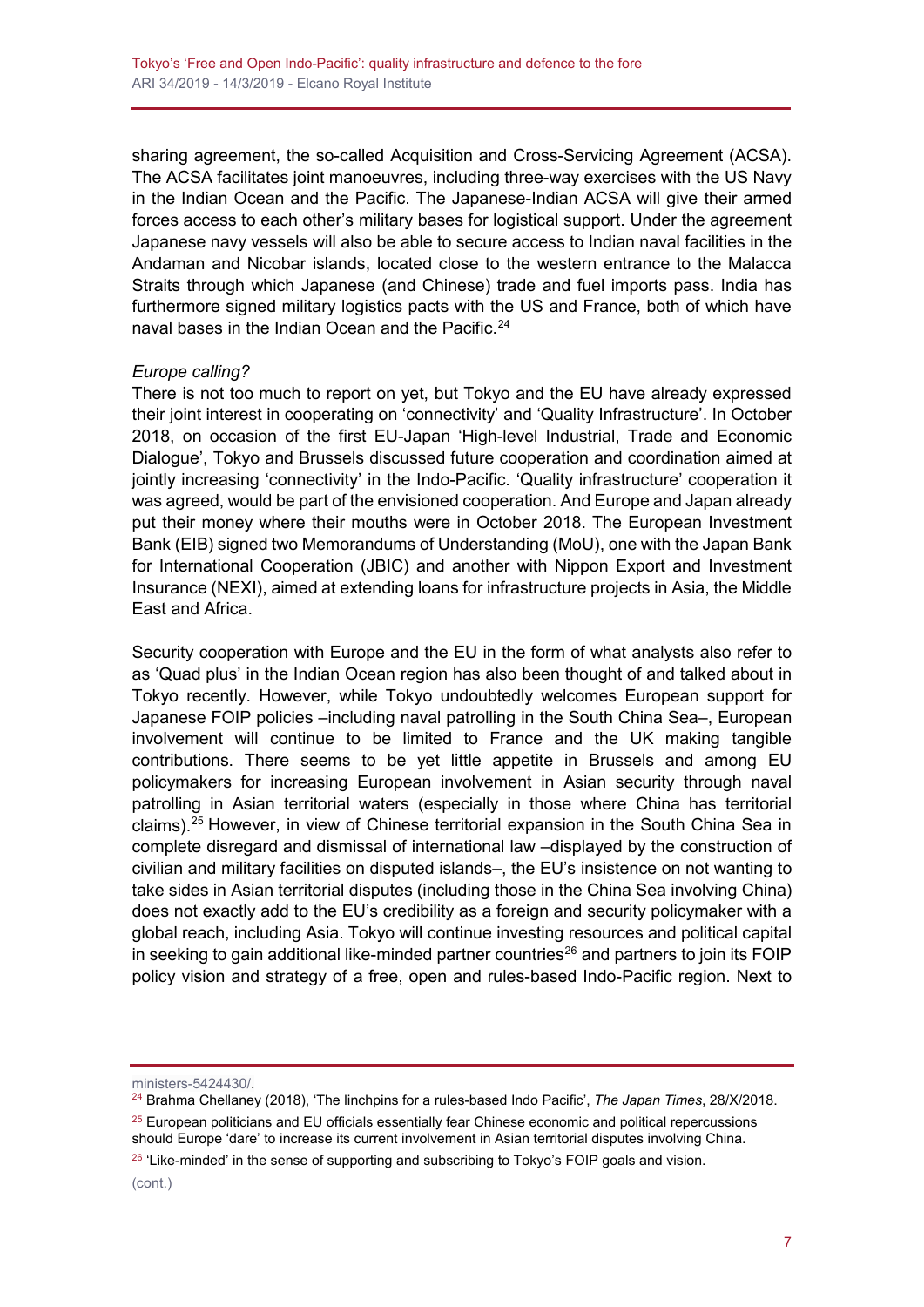sharing agreement, the so-called Acquisition and Cross-Servicing Agreement (ACSA). The ACSA facilitates joint manoeuvres, including three-way exercises with the US Navy in the Indian Ocean and the Pacific. The Japanese-Indian ACSA will give their armed forces access to each other's military bases for logistical support. Under the agreement Japanese navy vessels will also be able to secure access to Indian naval facilities in the Andaman and Nicobar islands, located close to the western entrance to the Malacca Straits through which Japanese (and Chinese) trade and fuel imports pass. India has furthermore signed military logistics pacts with the US and France, both of which have naval bases in the Indian Ocean and the Pacific.[24]

*Europe calling?*

There is not too much to report on yet, but Tokyo and the EU have already expressed their joint interest in cooperating on 'connectivity' and 'Quality Infrastructure'. In October 2018, on occasion of the first EU-Japan 'High-level Industrial, Trade and Economic Dialogue', Tokyo and Brussels discussed future cooperation and coordination aimed at jointly increasing 'connectivity' in the Indo-Pacific. 'Quality infrastructure' cooperation it was agreed, would be part of the envisioned cooperation. And Europe and Japan already put their money where their mouths were in October 2018. The European Investment Bank (EIB) signed two Memorandums of Understanding (MoU), one with the Japan Bank for International Cooperation (JBIC) and another with Nippon Export and Investment Insurance (NEXI), aimed at extending loans for infrastructure projects in Asia, the Middle East and Africa.

Security cooperation with Europe and the EU in the form of what analysts also refer to as 'Quad plus' in the Indian Ocean region has also been thought of and talked about in Tokyo recently. However, while Tokyo undoubtedly welcomes European support for Japanese FOIP policies –including naval patrolling in the South China Sea–, European involvement will continue to be limited to France and the UK making tangible contributions. There seems to be yet little appetite in Brussels and among EU policymakers for increasing European involvement in Asian security through naval patrolling in Asian territorial waters (especially in those where China has territorial claims).[25] However, in view of Chinese territorial expansion in the South China Sea in complete disregard and dismissal of international law –displayed by the construction of civilian and military facilities on disputed islands–, the EU's insistence on not wanting to take sides in Asian territorial disputes (including those in the China Sea involving China) does not exactly add to the EU's credibility as a foreign and security policymaker with a global reach, including Asia. Tokyo will continue investing resources and political capital in seeking to gain additional like-minded partner countries[26] and partners to join its FOIP policy vision and strategy of a free, open and rules-based Indo-Pacific region. Next to

---

ministers-5424430/.

[24] Brahma Chellaney (2018), 'The linchpins for a rules-based Indo Pacific', *The Japan Times*, 28/X/2018.

[25] European politicians and EU officials essentially fear Chinese economic and political repercussions should Europe 'dare' to increase its current involvement in Asian territorial disputes involving China.

[26] 'Like-minded' in the sense of supporting and subscribing to Tokyo's FOIP goals and vision.

(cont.)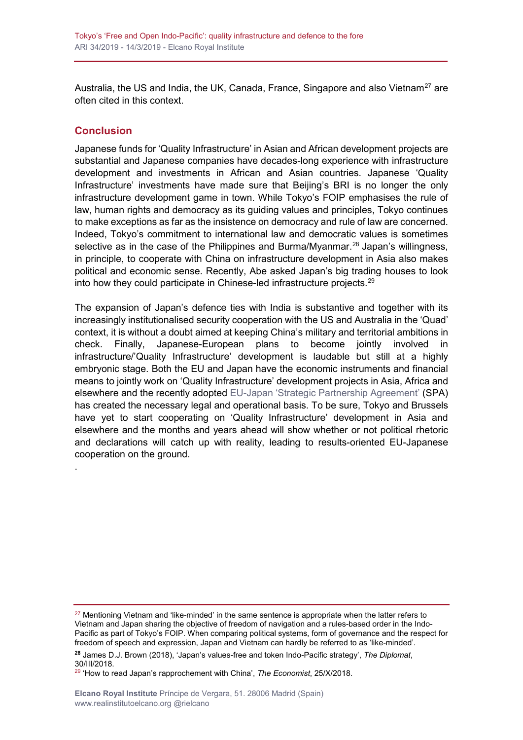Australia, the US and India, the UK, Canada, France, Singapore and also Vietnam[27] are often cited in this context.

## Conclusion

Japanese funds for 'Quality Infrastructure' in Asian and African development projects are substantial and Japanese companies have decades-long experience with infrastructure development and investments in African and Asian countries. Japanese 'Quality Infrastructure' investments have made sure that Beijing's BRI is no longer the only infrastructure development game in town. While Tokyo's FOIP emphasises the rule of law, human rights and democracy as its guiding values and principles, Tokyo continues to make exceptions as far as the insistence on democracy and rule of law are concerned. Indeed, Tokyo's commitment to international law and democratic values is sometimes selective as in the case of the Philippines and Burma/Myanmar.[28] Japan's willingness, in principle, to cooperate with China on infrastructure development in Asia also makes political and economic sense. Recently, Abe asked Japan's big trading houses to look into how they could participate in Chinese-led infrastructure projects.[29]

The expansion of Japan's defence ties with India is substantive and together with its increasingly institutionalised security cooperation with the US and Australia in the 'Quad' context, it is without a doubt aimed at keeping China's military and territorial ambitions in check. Finally, Japanese-European plans to become jointly involved in infrastructure/'Quality Infrastructure' development is laudable but still at a highly embryonic stage. Both the EU and Japan have the economic instruments and financial means to jointly work on 'Quality Infrastructure' development projects in Asia, Africa and elsewhere and the recently adopted EU-Japan 'Strategic Partnership Agreement' (SPA) has created the necessary legal and operational basis. To be sure, Tokyo and Brussels have yet to start cooperating on 'Quality Infrastructure' development in Asia and elsewhere and the months and years ahead will show whether or not political rhetoric and declarations will catch up with reality, leading to results-oriented EU-Japanese cooperation on the ground.

.

---

[27] Mentioning Vietnam and 'like-minded' in the same sentence is appropriate when the latter refers to Vietnam and Japan sharing the objective of freedom of navigation and a rules-based order in the Indo-Pacific as part of Tokyo's FOIP. When comparing political systems, form of governance and the respect for freedom of speech and expression, Japan and Vietnam can hardly be referred to as 'like-minded'.

[28] James D.J. Brown (2018), 'Japan's values-free and token Indo-Pacific strategy', *The Diplomat*, 30/III/2018.

[29] 'How to read Japan's rapprochement with China', *The Economist*, 25/X/2018.